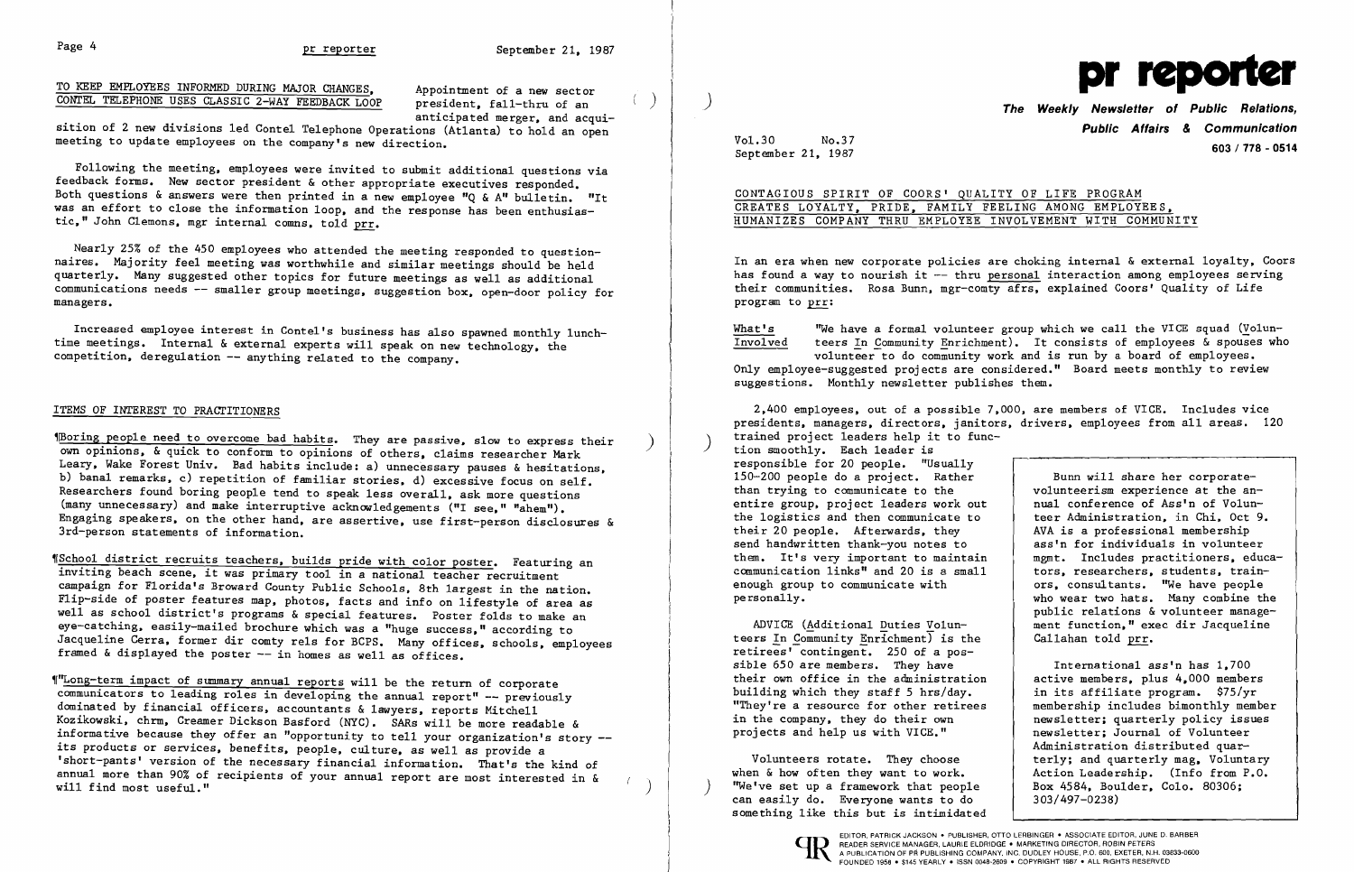TO KEEP EMPLOYEES INFORMED DURING MAJOR CHANGES, CONTEL TELEPHONE USES CLASSIC 2-WAY FEEDBACK LOOP

Appointment of a new sector president, fall-thru of an anticipated merger, and acquisition of 2 new divisions led Contel Telephone Operations (Atlanta) to hold an open meeting to update employees on the company's new direction.

Following the meeting, employees were invited to submit additional questions via feedback forms. New sector president & other appropriate executives responded. Both questions & answers were then printed in a new employee "Q & A" bulletin. "It was an effort to close the information loop, and the response has been enthusiastic," John Clemons, mgr internal comns, told prr.

Nearly 25% of the 450 employees who attended the meeting responded to questionnaires. Majority feel meeting was worthwhile and similar meetings should be held quarterly. Many suggested other topics for future meetings as well as additional communications needs -- smaller group meetings, suggestion box, open-door policy for managers.

Increased employee interest in Contel's business has also spawned monthly lunchtime meetings. Internal & external experts will speak on new technology, the competition, deregulation -- anything related to the company.

## ITEMS OF INTEREST TO PRACTITIONERS

¶Boring people need to overcome bad habits. They are passive, slow to express their own opinions, & quick to conform to opinions of others, claims researcher Mark Leary, Wake Forest Univ. Bad habits include: a) unnecessary pauses & hesitations, b) banal remarks, c) repetition of familiar stories, d) excessive focus on self. Researchers found boring people tend to speak less overall, ask more questions (many unnecessary) and make interruptive acknowledgements ("I see," "ahem"). Engaging speakers, on the other hand, are assertive, use first-person disclosures & 3rd-person statements of information.

¶School district recruits teachers, builds pride with color poster. Featuring an inviting beach scene, it was primary tool in a national teacher recruitment campaign for Florida's Broward County Public Schools, 8th largest in the nation. Flip-side of poster features map, photos, facts and info on lifestyle of area as well as school district's programs & special features. Poster folds to make an eye-catching, easily-mailed brochure which was a "huge success," according to Jacqueline Cerra, former dir comty rels for BCPS. Many offices, schools, employees framed & displayed the poster -- in homes as well as offices.

¶"Long-term impact of summary annual reports will be the return of corporate communicators to leading roles in developing the annual report" -- previously dominated by financial officers, accountants & lawyers, reports Mitchell Kozikowski, chrm, Creamer Dickson Basford (NYC). SARs will be more readable & informative because they offer an "opportunity to tell your organization's story -- its products or services, benefits, people, culture, as well as provide a 'short-pants' version of the necessary financial information. That's the kind of annual more than 90% of recipients of your annual report are most interested in & will find most useful."

# pr reporter

**The Weekly Newsletter of Public Relations, Public Affairs & Communication**

603 / 778 - 0514

Vol.30 No.37
September 21, 1987

## CONTAGIOUS SPIRIT OF COORS' QUALITY OF LIFE PROGRAM CREATES LOYALTY, PRIDE, FAMILY FEELING AMONG EMPLOYEES, HUMANIZES COMPANY THRU EMPLOYEE INVOLVEMENT WITH COMMUNITY

In an era when new corporate policies are choking internal & external loyalty, Coors has found a way to nourish it -- thru personal interaction among employees serving their communities. Rosa Bunn, mgr-comty afrs, explained Coors' Quality of Life program to prr:

What's Involved: "We have a formal volunteer group which we call the VICE squad (Volunteers In Community Enrichment). It consists of employees & spouses who volunteer to do community work and is run by a board of employees. Only employee-suggested projects are considered." Board meets monthly to review suggestions. Monthly newsletter publishes them.

2,400 employees, out of a possible 7,000, are members of VICE. Includes vice presidents, managers, directors, janitors, drivers, employees from all areas. 120 trained project leaders help it to function smoothly. Each leader is responsible for 20 people. "Usually 150-200 people do a project. Rather than trying to communicate to the entire group, project leaders work out the logistics and then communicate to their 20 people. Afterwards, they send handwritten thank-you notes to them. It's very important to maintain communication links" and 20 is a small enough group to communicate with personally.

ADVICE (Additional Duties Volunteers In Community Enrichment) is the retirees' contingent. 250 of a possible 650 are members. They have their own office in the administration building which they staff 5 hrs/day. "They're a resource for other retirees in the company, they do their own projects and help us with VICE."

Volunteers rotate. They choose when & how often they want to work. "We've set up a framework that people can easily do. Everyone wants to do something like this but is intimidated

> Bunn will share her corporate-volunteerism experience at the annual conference of Ass'n of Volunteer Administration, in Chi, Oct 9. AVA is a professional membership ass'n for individuals in volunteer mgmt. Includes practitioners, educators, researchers, students, trainers, consultants. "We have people who wear two hats. Many combine the public relations & volunteer management function," exec dir Jacqueline Callahan told prr.
>
> International ass'n has 1,700 active members, plus 4,000 members in its affiliate program. $75/yr membership includes bimonthly member newsletter; quarterly policy issues newsletter; Journal of Volunteer Administration distributed quarterly; and quarterly mag, Voluntary Action Leadership. (Info from P.O. Box 4584, Boulder, Colo. 80306; 303/497-0238)

EDITOR, PATRICK JACKSON • PUBLISHER, OTTO LERBINGER • ASSOCIATE EDITOR, JUNE D. BARBER
READER SERVICE MANAGER, LAURIE ELDRIDGE • MARKETING DIRECTOR, ROBIN PETERS
A PUBLICATION OF PR PUBLISHING COMPANY, INC. DUDLEY HOUSE, P.O. 600, EXETER, N.H. 03833-0600
FOUNDED 1958 • $145 YEARLY • ISSN 0048-2609 • COPYRIGHT 1987 • ALL RIGHTS RESERVED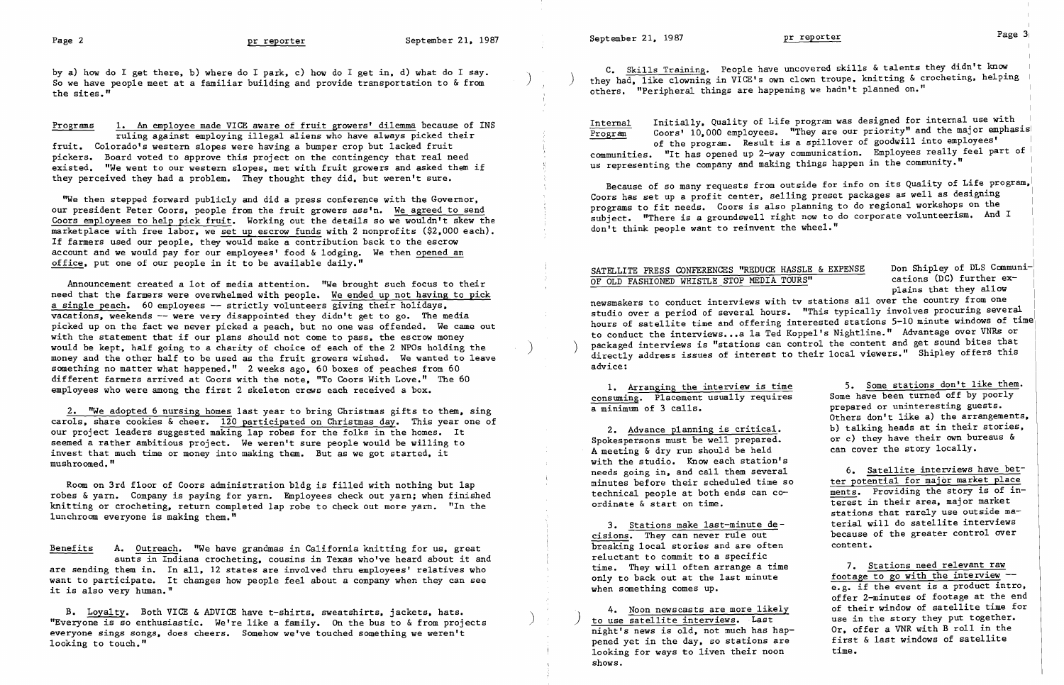by a) how do I get there, b) where do I park, c) how do I get in, d) what do I say. So we have people meet at a familiar building and provide transportation to & from the sites."

Programs 1. An employee made VICE aware of fruit growers' dilemma because of INS ruling against employing illegal aliens who have always picked their fruit. Colorado's western slopes were having a bumper crop but lacked fruit pickers. Board voted to approve this project on the contingency that real need existed. "We went to our western slopes, met with fruit growers and asked them if they perceived they had a problem. They thought they did, but weren't sure.

"We then stepped forward publicly and did a press conference with the Governor, our president Peter Coors, people from the fruit growers ass'n. We agreed to send Coors employees to help pick fruit. Working out the details so we wouldn't skew the marketplace with free labor, we set up escrow funds with 2 nonprofits ($2,000 each). If farmers used our people, they would make a contribution back to the escrow account and we would pay for our employees' food & lodging. We then opened an office, put one of our people in it to be available daily."

Announcement created a lot of media attention. "We brought such focus to their need that the farmers were overwhelmed with people. We ended up not having to pick a single peach. 60 employees -- strictly volunteers giving their holidays, vacations, weekends -- were very disappointed they didn't get to go. The media picked up on the fact we never picked a peach, but no one was offended. We came out with the statement that if our plans should not come to pass, the escrow money would be kept, half going to a charity of choice of each of the 2 NPOs holding the money and the other half to be used as the fruit growers wished. We wanted to leave something no matter what happened." 2 weeks ago, 60 boxes of peaches from 60 different farmers arrived at Coors with the note, "To Coors With Love." The 60 employees who were among the first 2 skeleton crews each received a box.

2. "We adopted 6 nursing homes last year to bring Christmas gifts to them, sing carols, share cookies & cheer. 120 participated on Christmas day. This year one of our project leaders suggested making lap robes for the folks in the homes. It seemed a rather ambitious project. We weren't sure people would be willing to invest that much time or money into making them. But as we got started, it mushroomed."

Room on 3rd floor of Coors administration bldg is filled with nothing but lap robes & yarn. Company is paying for yarn. Employees check out yarn; when finished knitting or crocheting, return completed lap robe to check out more yarn. "In the lunchroom everyone is making them."

Benefits A. Outreach. "We have grandmas in California knitting for us, great aunts in Indiana crocheting, cousins in Texas who've heard about it and are sending them in. In all, 12 states are involved thru employees' relatives who want to participate. It changes how people feel about a company when they can see it is also very human."

B. Loyalty. Both VICE & ADVICE have t-shirts, sweatshirts, jackets, hats. "Everyone is so enthusiastic. We're like a family. On the bus to & from projects everyone sings songs, does cheers. Somehow we've touched something we weren't looking to touch."

C. Skills Training. People have uncovered skills & talents they didn't know they had, like clowning in VICE's own clown troupe, knitting & crocheting, helping others. "Peripheral things are happening we hadn't planned on."

Internal Program Initially, Quality of Life program was designed for internal use with Coors' 10,000 employees. "They are our priority" and the major emphasis of the program. Result is a spillover of goodwill into employees' communities. "It has opened up 2-way communication. Employees really feel part of us representing the company and making things happen in the community."

Because of so many requests from outside for info on its Quality of Life program, Coors has set up a profit center, selling preset packages as well as designing programs to fit needs. Coors is also planning to do regional workshops on the subject. "There is a groundswell right now to do corporate volunteerism. And I don't think people want to reinvent the wheel."

## SATELLITE PRESS CONFERENCES "REDUCE HASSLE & EXPENSE OF OLD FASHIONED WHISTLE STOP MEDIA TOURS"

Don Shipley of DLS Communications (DC) further explains that they allow newsmakers to conduct interviews with tv stations all over the country from one studio over a period of several hours. "This typically involves procuring several hours of satellite time and offering interested stations 5-10 minute windows of time to conduct the interviews...a la Ted Koppel's Nightline." Advantage over VNRs or packaged interviews is "stations can control the content and get sound bites that directly address issues of interest to their local viewers." Shipley offers this advice:

1. Arranging the interview is time consuming. Placement usually requires a minimum of 3 calls.

2. Advance planning is critical. Spokespersons must be well prepared. A meeting & dry run should be held with the studio. Know each station's needs going in, and call them several minutes before their scheduled time so technical people at both ends can coordinate & start on time.

3. Stations make last-minute decisions. They can never rule out breaking local stories and are often reluctant to commit to a specific time. They will often arrange a time only to back out at the last minute when something comes up.

4. Noon newscasts are more likely to use satellite interviews. Last night's news is old, not much has happened yet in the day, so stations are looking for ways to liven their noon shows.

5. Some stations don't like them. Some have been turned off by poorly prepared or uninteresting guests. Others don't like a) the arrangements, b) talking heads at in their stories, or c) they have their own bureaus & can cover the story locally.

6. Satellite interviews have better potential for major market placements. Providing the story is of interest in their area, major market stations that rarely use outside material will do satellite interviews because of the greater control over content.

7. Stations need relevant raw footage to go with the interview -- e.g. if the event is a product intro, offer 2-minutes of footage at the end of their window of satellite time for use in the story they put together. Or, offer a VNR with B roll in the first & last windows of satellite time.